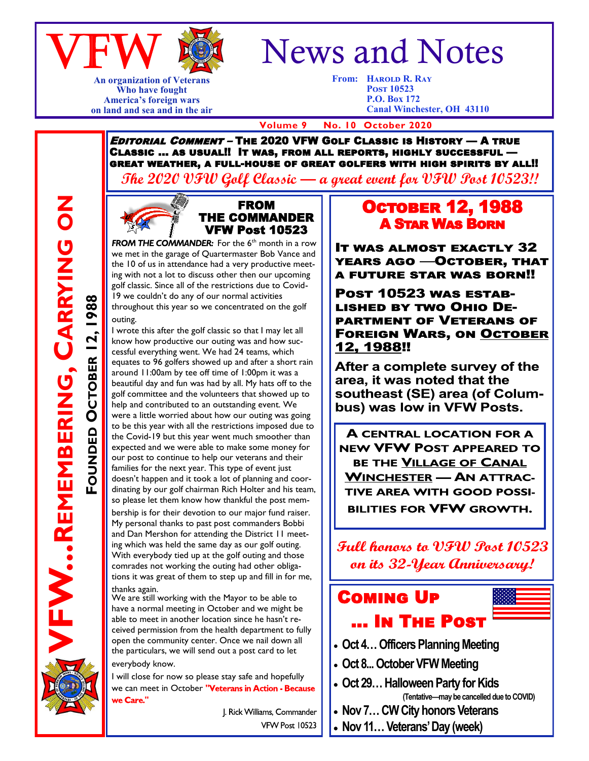# VFW News and Notes

An organization of Veterans
Who have fought
America's foreign wars
on land and sea and in the air

From: Harold R. Ray
Post 10523
P.O. Box 172
Canal Winchester, OH 43110

Volume 9 No. 10 October 2020

VFW...Remembering, Carrying On

Founded October 12, 1988

***Editorial Comment*** **– The 2020 VFW Golf Classic is History — A true Classic ... as usual!! It was, from all reports, highly successful — great weather, a full-house of great golfers with high spirits by all!!**

*The 2020 VFW Golf Classic — a great event for VFW Post 10523!!*

## FROM THE COMMANDER VFW Post 10523

***FROM THE COMMANDER:*** For the 6th month in a row we met in the garage of Quartermaster Bob Vance and the 10 of us in attendance had a very productive meeting with not a lot to discuss other then our upcoming golf classic. Since all of the restrictions due to Covid-19 we couldn't do any of our normal activities throughout this year so we concentrated on the golf outing.

I wrote this after the golf classic so that I may let all know how productive our outing was and how successful everything went. We had 24 teams, which equates to 96 golfers showed up and after a short rain around 11:00am by tee off time of 1:00pm it was a beautiful day and fun was had by all. My hats off to the golf committee and the volunteers that showed up to help and contributed to an outstanding event. We were a little worried about how our outing was going to be this year with all the restrictions imposed due to the Covid-19 but this year went much smoother than expected and we were able to make some money for our post to continue to help our veterans and their families for the next year. This type of event just doesn't happen and it took a lot of planning and coordinating by our golf chairman Rich Holter and his team, so please let them know how thankful the post membership is for their devotion to our major fund raiser. My personal thanks to past post commanders Bobbi and Dan Mershon for attending the District 11 meeting which was held the same day as our golf outing. With everybody tied up at the golf outing and those comrades not working the outing had other obligations it was great of them to step up and fill in for me, thanks again.

We are still working with the Mayor to be able to have a normal meeting in October and we might be able to meet in another location since he hasn't received permission from the health department to fully open the community center. Once we nail down all the particulars, we will send out a post card to let everybody know.

I will close for now so please stay safe and hopefully we can meet in October **"Veterans in Action - Because we Care."**

J. Rick Williams, Commander
VFW Post 10523

## October 12, 1988
### A Star Was Born

**It was almost exactly 32 years ago —October, that a future star was born!!**

**Post 10523 was established by two Ohio Department of Veterans of Foreign Wars, on October 12, 1988!!**

**After a complete survey of the area, it was noted that the southeast (SE) area (of Columbus) was low in VFW Posts.**

**A central location for a new VFW Post appeared to be the Village of Canal Winchester — An attractive area with good possibilities for VFW growth.**

*Full honors to VFW Post 10523 on its 32-Year Anniversary!*

## Coming Up ... In The Post

- **Oct 4… Officers Planning Meeting**
- **Oct 8... October VFW Meeting**
- **Oct 29… Halloween Party for Kids** (Tentative—may be cancelled due to COVID)
- **Nov 7… CW City honors Veterans**
- **Nov 11… Veterans' Day (week)**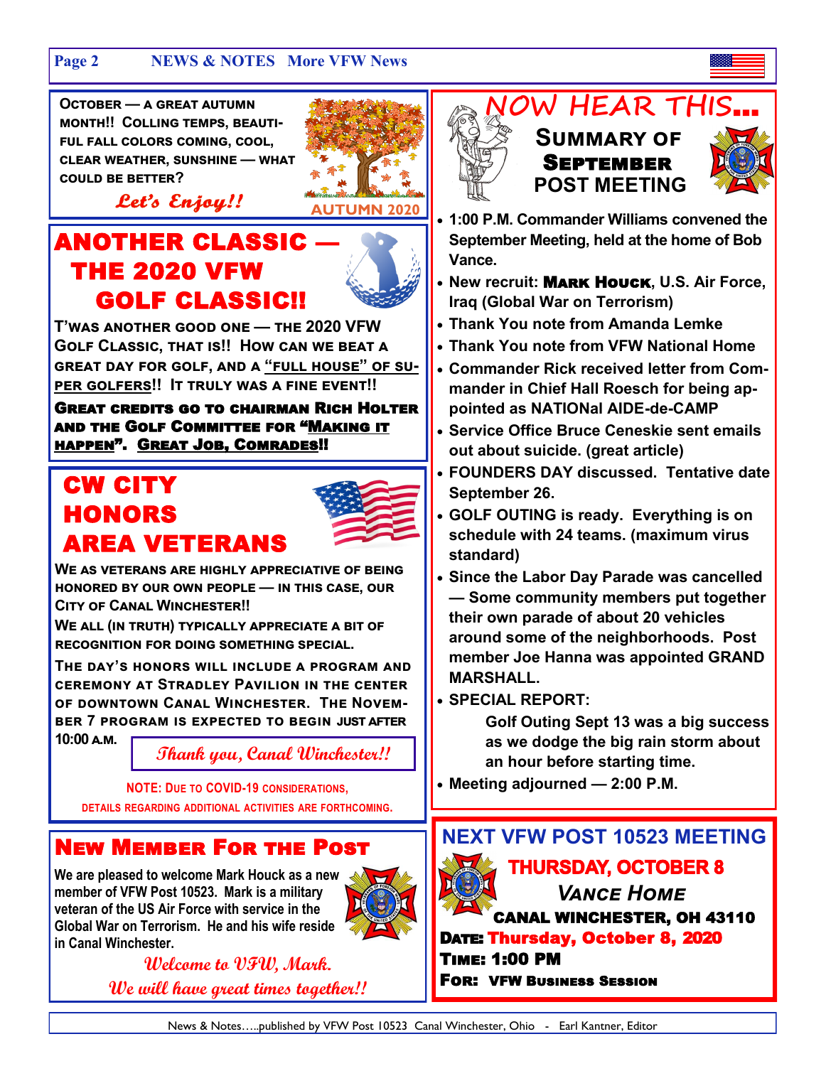## October — A Great Autumn Month!!

October — a great autumn month!! Colling temps, beautiful fall colors coming, cool, clear weather, sunshine — what could be better?

*Let's Enjoy!!*

AUTUMN 2020

## ANOTHER CLASSIC — THE 2020 VFW GOLF CLASSIC!!

T'was another good one — the 2020 VFW Golf Classic, that is!! How can we beat a great day for golf, and a "full house" of super golfers!! It truly was a fine event!!

**Great credits go to Chairman Rich Holter and the Golf Committee for "Making it happen". Great Job, Comrades!!**

## CW CITY HONORS AREA VETERANS

We as veterans are highly appreciative of being honored by our own people — in this case, our City of Canal Winchester!!

We all (in truth) typically appreciate a bit of recognition for doing something special.

The day's honors will include a program and ceremony at Stradley Pavilion in the center of downtown Canal Winchester. The November 7 program is expected to begin just after 10:00 A.M.

*Thank you, Canal Winchester!!*

NOTE: Due to COVID-19 considerations, details regarding additional activities are forthcoming.

## New Member For the Post

We are pleased to welcome Mark Houck as a new member of VFW Post 10523. Mark is a military veteran of the US Air Force with service in the Global War on Terrorism. He and his wife reside in Canal Winchester.

*Welcome to VFW, Mark.*
*We will have great times together!!*

## NOW HEAR THIS...

### Summary of September Post Meeting

- 1:00 P.M. Commander Williams convened the September Meeting, held at the home of Bob Vance.
- New recruit: **Mark Houck**, U.S. Air Force, Iraq (Global War on Terrorism)
- Thank You note from Amanda Lemke
- Thank You note from VFW National Home
- Commander Rick received letter from Commander in Chief Hall Roesch for being appointed as NATIONal AIDE-de-CAMP
- Service Office Bruce Ceneskie sent emails out about suicide. (great article)
- FOUNDERS DAY discussed. Tentative date September 26.
- GOLF OUTING is ready. Everything is on schedule with 24 teams. (maximum virus standard)
- Since the Labor Day Parade was cancelled — Some community members put together their own parade of about 20 vehicles around some of the neighborhoods. Post member Joe Hanna was appointed GRAND MARSHALL.
- SPECIAL REPORT:

  Golf Outing Sept 13 was a big success as we dodge the big rain storm about an hour before starting time.
- Meeting adjourned — 2:00 P.M.

## NEXT VFW POST 10523 MEETING

**THURSDAY, OCTOBER 8**

***Vance Home***

**CANAL WINCHESTER, OH 43110**

**Date:** Thursday, October 8, 2020
**Time:** 1:00 PM
**For:** VFW Business Session

News & Notes…..published by VFW Post 10523 Canal Winchester, Ohio - Earl Kantner, Editor